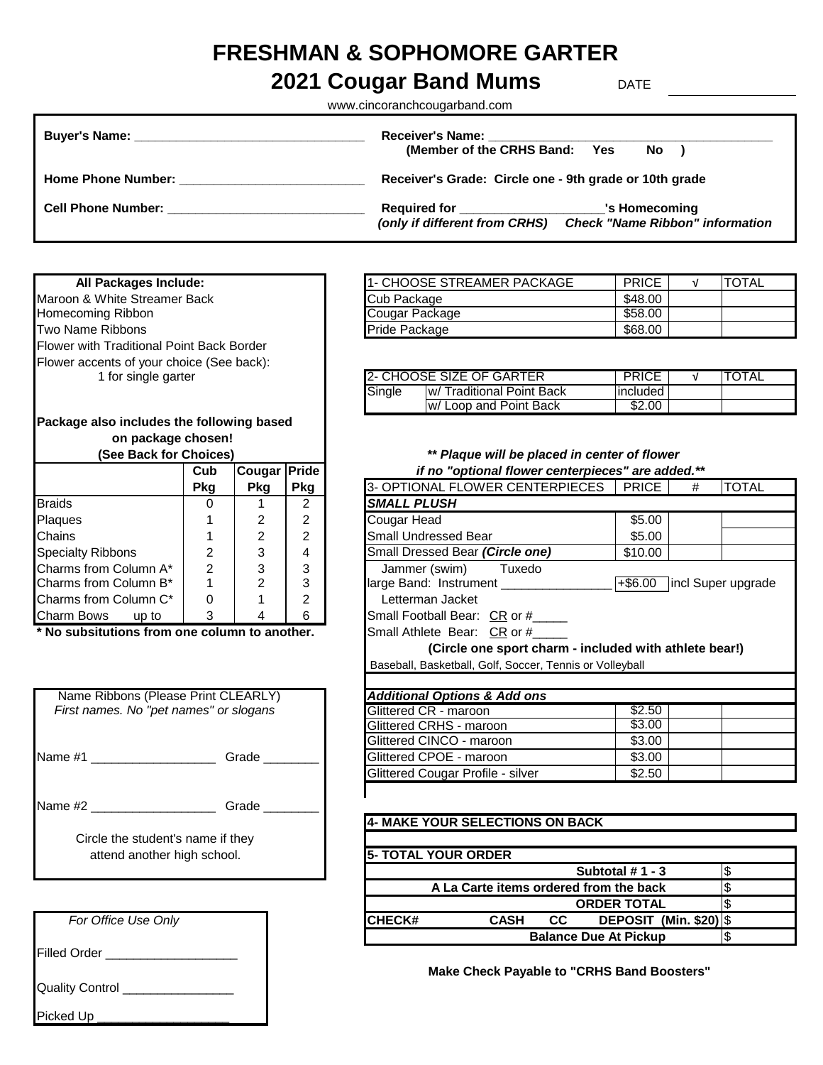# FRESHMAN & SOPHOMORE GARTER

## 2021 Cougar Band Mums

DATE ____________

www.cincoranchcougarband.com

**Buyer's Name:** ________________________________

**Home Phone Number:** ________________________

**Cell Phone Number:** __________________________

**Receiver's Name:** ________________________________________
**(Member of the CRHS Band: Yes No )**

**Receiver's Grade: Circle one - 9th grade or 10th grade**

**Required for** ____________________**'s Homecoming**
***(only if different from CRHS) Check "Name Ribbon" information***

**All Packages Include:**

Maroon & White Streamer Back
Homecoming Ribbon
Two Name Ribbons
Flower with Traditional Point Back Border
Flower accents of your choice (See back):
1 for single garter

**Package also includes the following based on package chosen!**
**(See Back for Choices)**

| | Cub Pkg | Cougar Pkg | Pride Pkg |
|---|---|---|---|
| Braids | 0 | 1 | 2 |
| Plaques | 1 | 2 | 2 |
| Chains | 1 | 2 | 2 |
| Specialty Ribbons | 2 | 3 | 4 |
| Charms from Column A* | 2 | 3 | 3 |
| Charms from Column B* | 1 | 2 | 3 |
| Charms from Column C* | 0 | 1 | 2 |
| Charm Bows up to | 3 | 4 | 6 |

**\* No subsitutions from one column to another.**

Name Ribbons (Please Print CLEARLY)
*First names. No "pet names" or slogans*

Name #1 __________________ Grade ________

Name #2 __________________ Grade ________

Circle the student's name if they attend another high school.

| 1- CHOOSE STREAMER PACKAGE | PRICE | √ | TOTAL |
|---|---|---|---|
| Cub Package | $48.00 | | |
| Cougar Package | $58.00 | | |
| Pride Package | $68.00 | | |

| 2- CHOOSE SIZE OF GARTER | | PRICE | √ | TOTAL |
|---|---|---|---|---|
| Single | w/ Traditional Point Back | included | | |
| | w/ Loop and Point Back | $2.00 | | |

***\*\* Plaque will be placed in center of flower if no "optional flower centerpieces" are added.\*\****

| 3- OPTIONAL FLOWER CENTERPIECES | PRICE | # | TOTAL |
|---|---|---|---|
| ***SMALL PLUSH*** | | | |
| Cougar Head | $5.00 | | |
| Small Undressed Bear | $5.00 | | |
| Small Dressed Bear ***(Circle one)*** | $10.00 | | |
| Jammer (swim) Tuxedo | | | |
| large Band: Instrument _______________ | +$6.00 | incl Super upgrade | |
| Letterman Jacket | | | |
| Small Football Bear: CR or #_____ | | | |
| Small Athlete Bear: CR or #_____ | | | |
| **(Circle one sport charm - included with athlete bear!)** | | | |
| Baseball, Basketball, Golf, Soccer, Tennis or Volleyball | | | |
| ***Additional Options & Add ons*** | | | |
| Glittered CR - maroon | $2.50 | | |
| Glittered CRHS - maroon | $3.00 | | |
| Glittered CINCO - maroon | $3.00 | | |
| Glittered CPOE - maroon | $3.00 | | |
| Glittered Cougar Profile - silver | $2.50 | | |

**4- MAKE YOUR SELECTIONS ON BACK**

| **5- TOTAL YOUR ORDER** | |
|---|---|
| **Subtotal # 1 - 3** | $ |
| **A La Carte items ordered from the back** | $ |
| **ORDER TOTAL** | $ |
| **CHECK# CASH CC DEPOSIT (Min. $20)** | $ |
| **Balance Due At Pickup** | $ |

**Make Check Payable to "CRHS Band Boosters"**

*For Office Use Only*

Filled Order ___________________

Quality Control ________________

Picked Up ___________________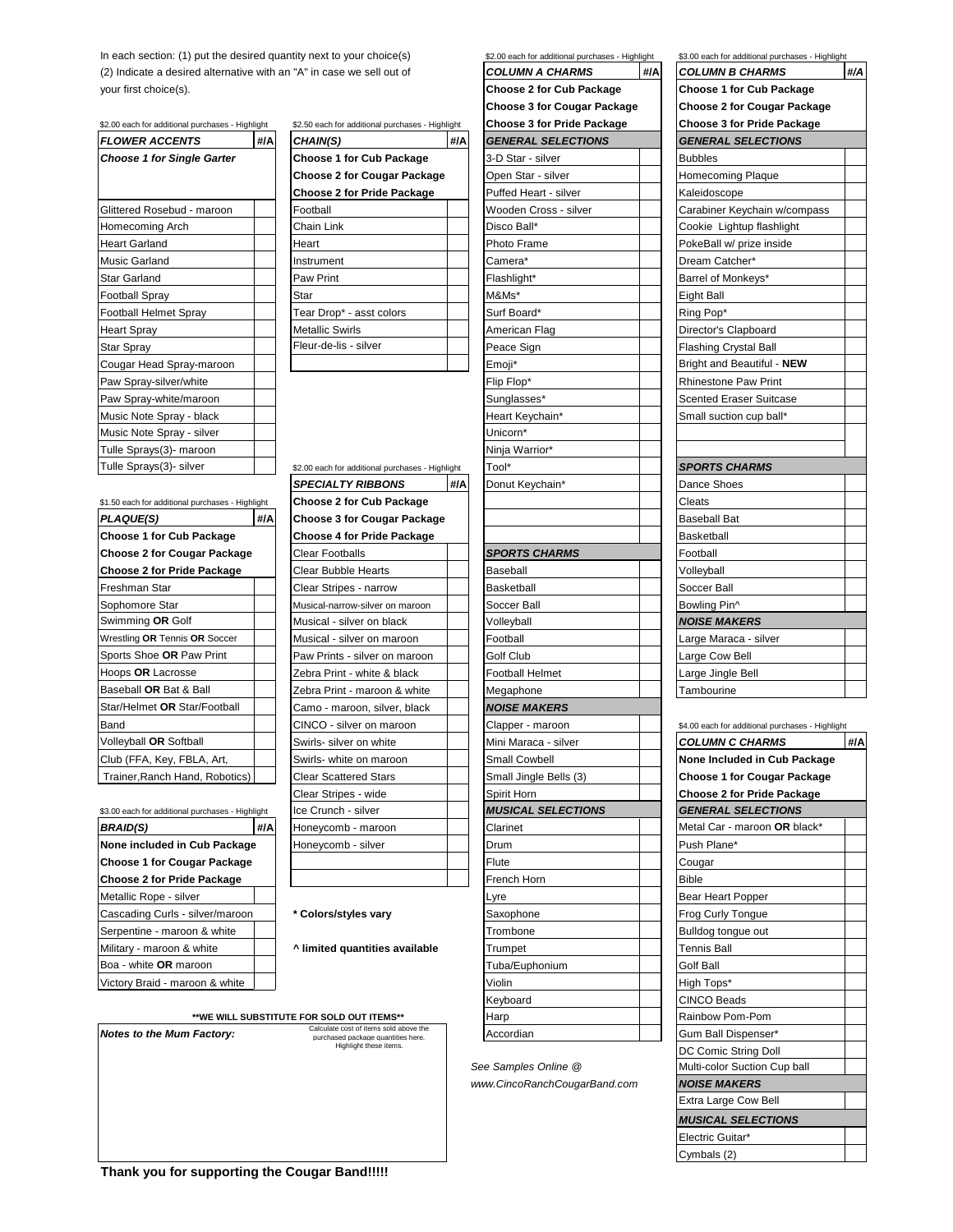In each section: (1) put the desired quantity next to your choice(s)
(2) Indicate a desired alternative with an "A" in case we sell out of your first choice(s).

$2.00 each for additional purchases - Highlight

| FLOWER ACCENTS | #/A |
|---|---|
| Choose 1 for Single Garter | |
| Glittered Rosebud - maroon | |
| Homecoming Arch | |
| Heart Garland | |
| Music Garland | |
| Star Garland | |
| Football Spray | |
| Football Helmet Spray | |
| Heart Spray | |
| Star Spray | |
| Cougar Head Spray-maroon | |
| Paw Spray-silver/white | |
| Paw Spray-white/maroon | |
| Music Note Spray - black | |
| Music Note Spray - silver | |
| Tulle Sprays(3)- maroon | |
| Tulle Sprays(3)- silver | |

$1.50 each for additional purchases - Highlight

| PLAQUE(S) | #/A |
|---|---|
| Choose 1 for Cub Package | |
| Choose 2 for Cougar Package | |
| Choose 2 for Pride Package | |
| Freshman Star | |
| Sophomore Star | |
| Swimming **OR** Golf | |
| Wrestling **OR** Tennis **OR** Soccer | |
| Sports Shoe **OR** Paw Print | |
| Hoops **OR** Lacrosse | |
| Baseball **OR** Bat & Ball | |
| Star/Helmet **OR** Star/Football | |
| Band | |
| Volleyball **OR** Softball | |
| Club (FFA, Key, FBLA, Art, Trainer,Ranch Hand, Robotics) | |

$3.00 each for additional purchases - Highlight

| BRAID(S) | #/A |
|---|---|
| None included in Cub Package | |
| Choose 1 for Cougar Package | |
| Choose 2 for Pride Package | |
| Metallic Rope - silver | |
| Cascading Curls - silver/maroon | |
| Serpentine - maroon & white | |
| Military - maroon & white | |
| Boa - white **OR** maroon | |
| Victory Braid - maroon & white | |

$2.50 each for additional purchases - Highlight

| CHAIN(S) | #/A |
|---|---|
| Choose 1 for Cub Package | |
| Choose 2 for Cougar Package | |
| Choose 2 for Pride Package | |
| Football | |
| Chain Link | |
| Heart | |
| Instrument | |
| Paw Print | |
| Star | |
| Tear Drop* - asst colors | |
| Metallic Swirls | |
| Fleur-de-lis - silver | |
| | |

$2.00 each for additional purchases - Highlight

| SPECIALTY RIBBONS | #/A |
|---|---|
| Choose 2 for Cub Package | |
| Choose 3 for Cougar Package | |
| Choose 4 for Pride Package | |
| Clear Footballs | |
| Clear Bubble Hearts | |
| Clear Stripes - narrow | |
| Musical-narrow-silver on maroon | |
| Musical - silver on black | |
| Musical - silver on maroon | |
| Paw Prints - silver on maroon | |
| Zebra Print - white & black | |
| Zebra Print - maroon & white | |
| Camo - maroon, silver, black | |
| CINCO - silver on maroon | |
| Swirls- silver on white | |
| Swirls- white on maroon | |
| Clear Scattered Stars | |
| Clear Stripes - wide | |
| Ice Crunch - silver | |
| Honeycomb - maroon | |
| Honeycomb - silver | |
| | |
| | |

**\* Colors/styles vary**

**^ limited quantities available**

$2.00 each for additional purchases - Highlight

| COLUMN A CHARMS | #/A |
|---|---|
| Choose 2 for Cub Package | |
| Choose 3 for Cougar Package | |
| Choose 3 for Pride Package | |
| **GENERAL SELECTIONS** | |
| 3-D Star - silver | |
| Open Star - silver | |
| Puffed Heart - silver | |
| Wooden Cross - silver | |
| Disco Ball* | |
| Photo Frame | |
| Camera* | |
| Flashlight* | |
| M&Ms* | |
| Surf Board* | |
| American Flag | |
| Peace Sign | |
| Emoji* | |
| Flip Flop* | |
| Sunglasses* | |
| Heart Keychain* | |
| Unicorn* | |
| Ninja Warrior* | |
| Tool* | |
| Donut Keychain* | |
| | |
| | |
| **SPORTS CHARMS** | |
| Baseball | |
| Basketball | |
| Soccer Ball | |
| Volleyball | |
| Football | |
| Golf Club | |
| Football Helmet | |
| Megaphone | |
| **NOISE MAKERS** | |
| Clapper - maroon | |
| Mini Maraca - silver | |
| Small Cowbell | |
| Small Jingle Bells (3) | |
| Spirit Horn | |
| **MUSICAL SELECTIONS** | |
| Clarinet | |
| Drum | |
| Flute | |
| French Horn | |
| Lyre | |
| Saxophone | |
| Trombone | |
| Trumpet | |
| Tuba/Euphonium | |
| Violin | |
| Keyboard | |
| Harp | |
| Accordian | |

*See Samples Online @ www.CincoRanchCougarBand.com*

$3.00 each for additional purchases - Highlight

| COLUMN B CHARMS | #/A |
|---|---|
| Choose 1 for Cub Package | |
| Choose 2 for Cougar Package | |
| Choose 3 for Pride Package | |
| **GENERAL SELECTIONS** | |
| Bubbles | |
| Homecoming Plaque | |
| Kaleidoscope | |
| Carabiner Keychain w/compass | |
| Cookie Lightup flashlight | |
| PokeBall w/ prize inside | |
| Dream Catcher* | |
| Barrel of Monkeys* | |
| Eight Ball | |
| Ring Pop* | |
| Director's Clapboard | |
| Flashing Crystal Ball | |
| Bright and Beautiful - **NEW** | |
| Rhinestone Paw Print | |
| Scented Eraser Suitcase | |
| Small suction cup ball* | |
| | |
| **SPORTS CHARMS** | |
| Dance Shoes | |
| Cleats | |
| Baseball Bat | |
| Basketball | |
| Football | |
| Volleyball | |
| Soccer Ball | |
| Bowling Pin^ | |
| **NOISE MAKERS** | |
| Large Maraca - silver | |
| Large Cow Bell | |
| Large Jingle Bell | |
| Tambourine | |

$4.00 each for additional purchases - Highlight

| COLUMN C CHARMS | #/A |
|---|---|
| None Included in Cub Package | |
| Choose 1 for Cougar Package | |
| Choose 2 for Pride Package | |
| **GENERAL SELECTIONS** | |
| Metal Car - maroon **OR** black* | |
| Push Plane* | |
| Cougar | |
| Bible | |
| Bear Heart Popper | |
| Frog Curly Tongue | |
| Bulldog tongue out | |
| Tennis Ball | |
| Golf Ball | |
| High Tops* | |
| CINCO Beads | |
| Rainbow Pom-Pom | |
| Gum Ball Dispenser* | |
| DC Comic String Doll | |
| Multi-color Suction Cup ball | |
| **NOISE MAKERS** | |
| Extra Large Cow Bell | |
| **MUSICAL SELECTIONS** | |
| Electric Guitar* | |
| Cymbals (2) | |

**\*\*WE WILL SUBSTITUTE FOR SOLD OUT ITEMS\*\***

***Notes to the Mum Factory:***

Calculate cost of items sold above the purchased package quantities here. Highlight these items.

**Thank you for supporting the Cougar Band!!!!!**